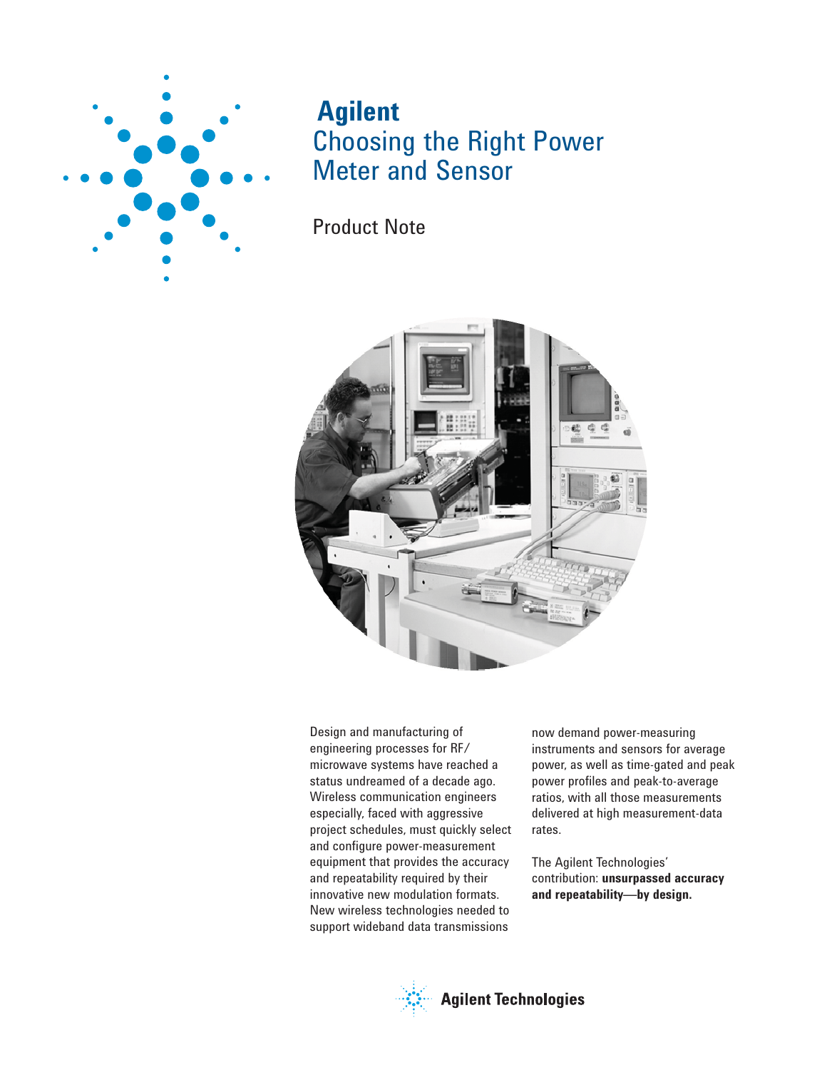# Agilent
## Choosing the Right Power Meter and Sensor

Product Note

Design and manufacturing of engineering processes for RF/ microwave systems have reached a status undreamed of a decade ago. Wireless communication engineers especially, faced with aggressive project schedules, must quickly select and configure power-measurement equipment that provides the accuracy and repeatability required by their innovative new modulation formats. New wireless technologies needed to support wideband data transmissions now demand power-measuring instruments and sensors for average power, as well as time-gated and peak power profiles and peak-to-average ratios, with all those measurements delivered at high measurement-data rates.

The Agilent Technologies' contribution: **unsurpassed accuracy and repeatability—by design.**

Agilent Technologies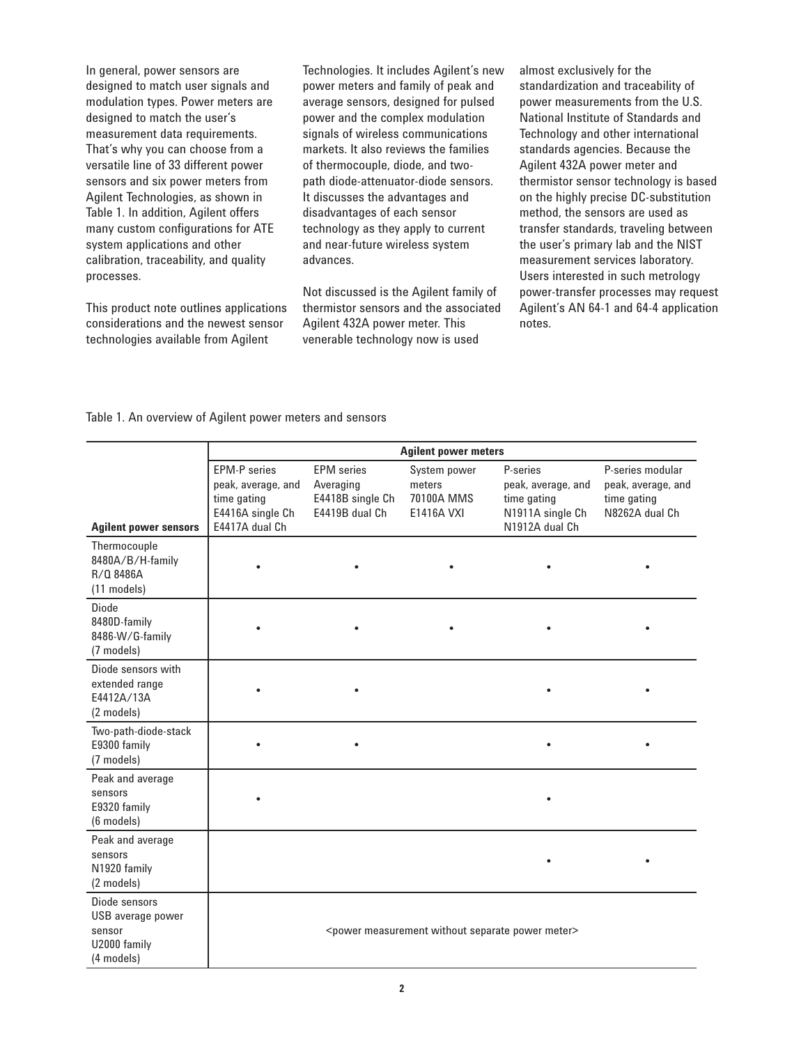In general, power sensors are designed to match user signals and modulation types. Power meters are designed to match the user's measurement data requirements. That's why you can choose from a versatile line of 33 different power sensors and six power meters from Agilent Technologies, as shown in Table 1. In addition, Agilent offers many custom configurations for ATE system applications and other calibration, traceability, and quality processes.

This product note outlines applications considerations and the newest sensor technologies available from Agilent Technologies. It includes Agilent's new power meters and family of peak and average sensors, designed for pulsed power and the complex modulation signals of wireless communications markets. It also reviews the families of thermocouple, diode, and two-path diode-attenuator-diode sensors. It discusses the advantages and disadvantages of each sensor technology as they apply to current and near-future wireless system advances.

Not discussed is the Agilent family of thermistor sensors and the associated Agilent 432A power meter. This venerable technology now is used almost exclusively for the standardization and traceability of power measurements from the U.S. National Institute of Standards and Technology and other international standards agencies. Because the Agilent 432A power meter and thermistor sensor technology is based on the highly precise DC-substitution method, the sensors are used as transfer standards, traveling between the user's primary lab and the NIST measurement services laboratory. Users interested in such metrology power-transfer processes may request Agilent's AN 64-1 and 64-4 application notes.

Table 1. An overview of Agilent power meters and sensors

| | Agilent power meters | | | | |
|---|---|---|---|---|---|
| **Agilent power sensors** | EPM-P series peak, average, and time gating E4416A single Ch E4417A dual Ch | EPM series Averaging E4418B single Ch E4419B dual Ch | System power meters 70100A MMS E1416A VXI | P-series peak, average, and time gating N1911A single Ch N1912A dual Ch | P-series modular peak, average, and time gating N8262A dual Ch |
| Thermocouple 8480A/B/H-family R/Q 8486A (11 models) | • | • | • | • | • |
| Diode 8480D-family 8486-W/G-family (7 models) | • | • | • | • | • |
| Diode sensors with extended range E4412A/13A (2 models) | • | • | | • | • |
| Two-path-diode-stack E9300 family (7 models) | • | • | | • | • |
| Peak and average sensors E9320 family (6 models) | • | | | • | |
| Peak and average sensors N1920 family (2 models) | | | | • | • |
| Diode sensors USB average power sensor U2000 family (4 models) | <power measurement without separate power meter> | | | | |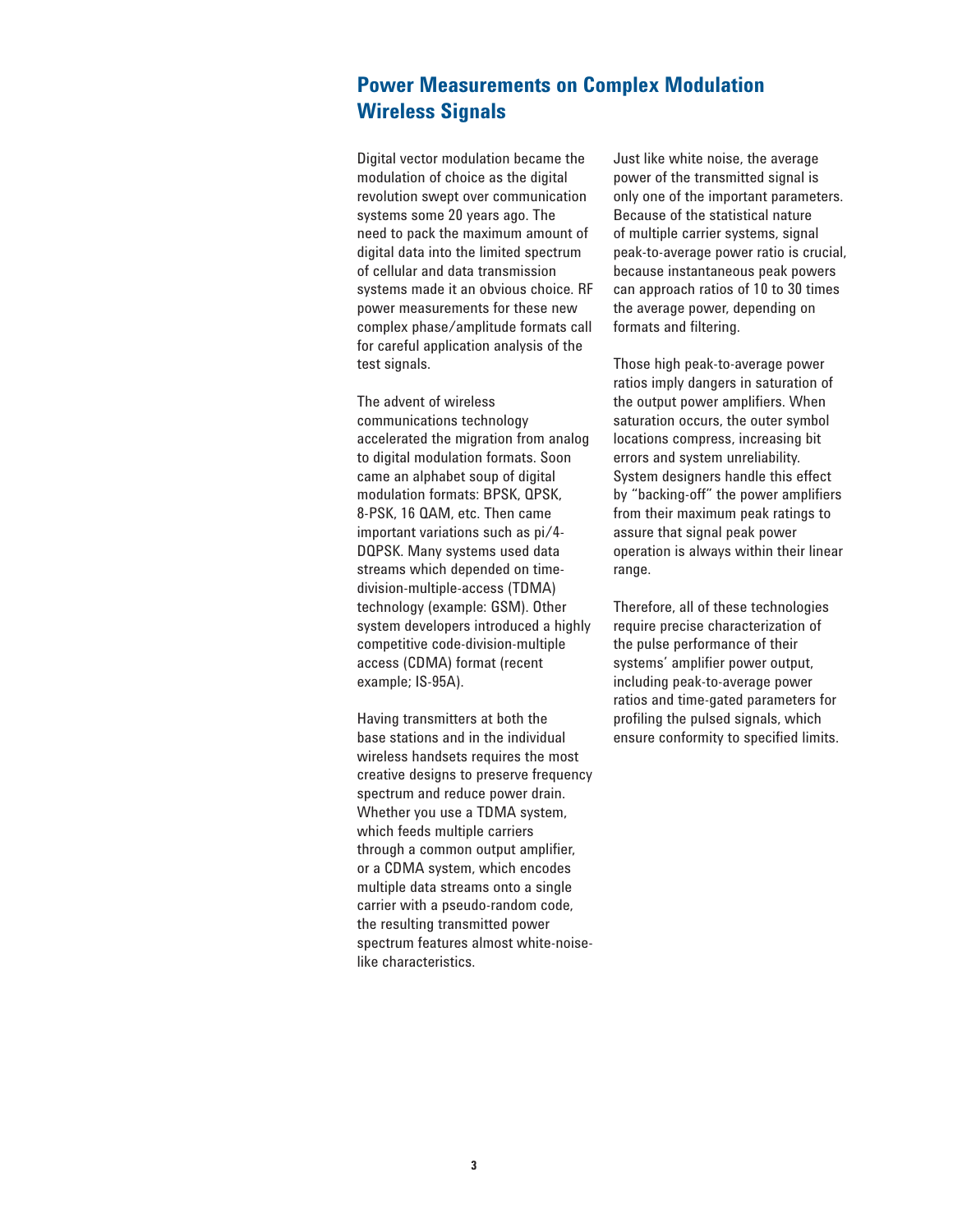## Power Measurements on Complex Modulation Wireless Signals

Digital vector modulation became the modulation of choice as the digital revolution swept over communication systems some 20 years ago. The need to pack the maximum amount of digital data into the limited spectrum of cellular and data transmission systems made it an obvious choice. RF power measurements for these new complex phase/amplitude formats call for careful application analysis of the test signals.

The advent of wireless communications technology accelerated the migration from analog to digital modulation formats. Soon came an alphabet soup of digital modulation formats: BPSK, QPSK, 8-PSK, 16 QAM, etc. Then came important variations such as pi/4-DQPSK. Many systems used data streams which depended on time-division-multiple-access (TDMA) technology (example: GSM). Other system developers introduced a highly competitive code-division-multiple access (CDMA) format (recent example; IS-95A).

Having transmitters at both the base stations and in the individual wireless handsets requires the most creative designs to preserve frequency spectrum and reduce power drain. Whether you use a TDMA system, which feeds multiple carriers through a common output amplifier, or a CDMA system, which encodes multiple data streams onto a single carrier with a pseudo-random code, the resulting transmitted power spectrum features almost white-noise-like characteristics.

Just like white noise, the average power of the transmitted signal is only one of the important parameters. Because of the statistical nature of multiple carrier systems, signal peak-to-average power ratio is crucial, because instantaneous peak powers can approach ratios of 10 to 30 times the average power, depending on formats and filtering.

Those high peak-to-average power ratios imply dangers in saturation of the output power amplifiers. When saturation occurs, the outer symbol locations compress, increasing bit errors and system unreliability. System designers handle this effect by "backing-off" the power amplifiers from their maximum peak ratings to assure that signal peak power operation is always within their linear range.

Therefore, all of these technologies require precise characterization of the pulse performance of their systems' amplifier power output, including peak-to-average power ratios and time-gated parameters for profiling the pulsed signals, which ensure conformity to specified limits.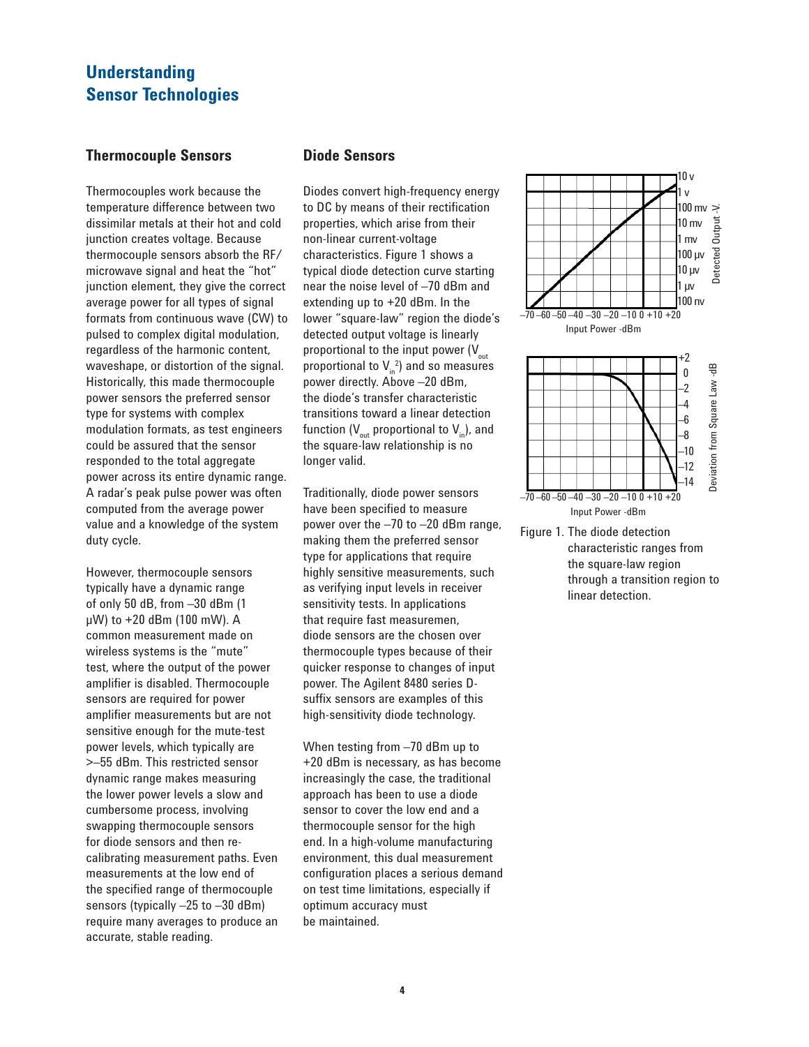# Understanding Sensor Technologies

## Thermocouple Sensors

Thermocouples work because the temperature difference between two dissimilar metals at their hot and cold junction creates voltage. Because thermocouple sensors absorb the RF/ microwave signal and heat the "hot" junction element, they give the correct average power for all types of signal formats from continuous wave (CW) to pulsed to complex digital modulation, regardless of the harmonic content, waveshape, or distortion of the signal. Historically, this made thermocouple power sensors the preferred sensor type for systems with complex modulation formats, as test engineers could be assured that the sensor responded to the total aggregate power across its entire dynamic range. A radar's peak pulse power was often computed from the average power value and a knowledge of the system duty cycle.

However, thermocouple sensors typically have a dynamic range of only 50 dB, from –30 dBm (1 µW) to +20 dBm (100 mW). A common measurement made on wireless systems is the "mute" test, where the output of the power amplifier is disabled. Thermocouple sensors are required for power amplifier measurements but are not sensitive enough for the mute-test power levels, which typically are >–55 dBm. This restricted sensor dynamic range makes measuring the lower power levels a slow and cumbersome process, involving swapping thermocouple sensors for diode sensors and then re-calibrating measurement paths. Even measurements at the low end of the specified range of thermocouple sensors (typically –25 to –30 dBm) require many averages to produce an accurate, stable reading.

## Diode Sensors

Diodes convert high-frequency energy to DC by means of their rectification properties, which arise from their non-linear current-voltage characteristics. Figure 1 shows a typical diode detection curve starting near the noise level of –70 dBm and extending up to +20 dBm. In the lower "square-law" region the diode's detected output voltage is linearly proportional to the input power ($V_{out}$ proportional to $V_{in}^2$) and so measures power directly. Above –20 dBm, the diode's transfer characteristic transitions toward a linear detection function ($V_{out}$ proportional to $V_{in}$), and the square-law relationship is no longer valid.

Traditionally, diode power sensors have been specified to measure power over the –70 to –20 dBm range, making them the preferred sensor type for applications that require highly sensitive measurements, such as verifying input levels in receiver sensitivity tests. In applications that require fast measuremen, diode sensors are the chosen over thermocouple types because of their quicker response to changes of input power. The Agilent 8480 series D-suffix sensors are examples of this high-sensitivity diode technology.

When testing from –70 dBm up to +20 dBm is necessary, as has become increasingly the case, the traditional approach has been to use a diode sensor to cover the low end and a thermocouple sensor for the high end. In a high-volume manufacturing environment, this dual measurement configuration places a serious demand on test time limitations, especially if optimum accuracy must be maintained.

Figure 1. The diode detection characteristic ranges from the square-law region through a transition region to linear detection.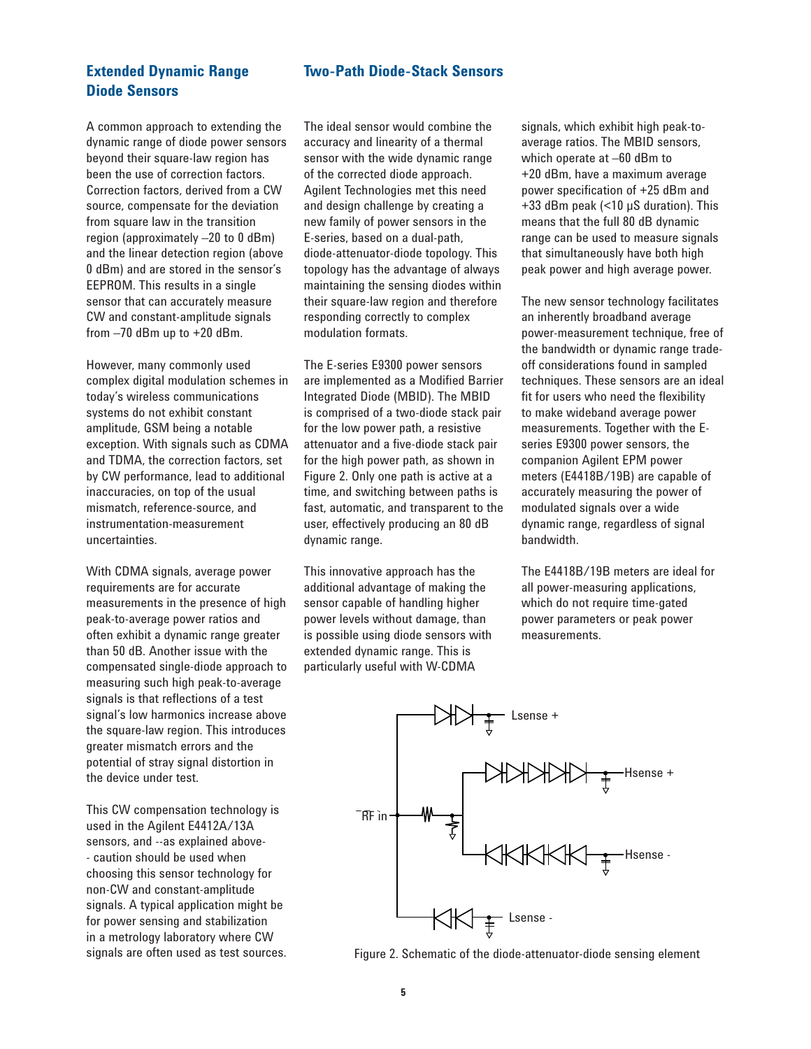## Extended Dynamic Range Diode Sensors

A common approach to extending the dynamic range of diode power sensors beyond their square-law region has been the use of correction factors. Correction factors, derived from a CW source, compensate for the deviation from square law in the transition region (approximately –20 to 0 dBm) and the linear detection region (above 0 dBm) and are stored in the sensor's EEPROM. This results in a single sensor that can accurately measure CW and constant-amplitude signals from –70 dBm up to +20 dBm.

However, many commonly used complex digital modulation schemes in today's wireless communications systems do not exhibit constant amplitude, GSM being a notable exception. With signals such as CDMA and TDMA, the correction factors, set by CW performance, lead to additional inaccuracies, on top of the usual mismatch, reference-source, and instrumentation-measurement uncertainties.

With CDMA signals, average power requirements are for accurate measurements in the presence of high peak-to-average power ratios and often exhibit a dynamic range greater than 50 dB. Another issue with the compensated single-diode approach to measuring such high peak-to-average signals is that reflections of a test signal's low harmonics increase above the square-law region. This introduces greater mismatch errors and the potential of stray signal distortion in the device under test.

This CW compensation technology is used in the Agilent E4412A/13A sensors, and --as explained above-- caution should be used when choosing this sensor technology for non-CW and constant-amplitude signals. A typical application might be for power sensing and stabilization in a metrology laboratory where CW signals are often used as test sources.

## Two-Path Diode-Stack Sensors

The ideal sensor would combine the accuracy and linearity of a thermal sensor with the wide dynamic range of the corrected diode approach. Agilent Technologies met this need and design challenge by creating a new family of power sensors in the E-series, based on a dual-path, diode-attenuator-diode topology. This topology has the advantage of always maintaining the sensing diodes within their square-law region and therefore responding correctly to complex modulation formats.

The E-series E9300 power sensors are implemented as a Modified Barrier Integrated Diode (MBID). The MBID is comprised of a two-diode stack pair for the low power path, a resistive attenuator and a five-diode stack pair for the high power path, as shown in Figure 2. Only one path is active at a time, and switching between paths is fast, automatic, and transparent to the user, effectively producing an 80 dB dynamic range.

This innovative approach has the additional advantage of making the sensor capable of handling higher power levels without damage, than is possible using diode sensors with extended dynamic range. This is particularly useful with W-CDMA signals, which exhibit high peak-to-average ratios. The MBID sensors, which operate at –60 dBm to +20 dBm, have a maximum average power specification of +25 dBm and +33 dBm peak (<10 μS duration). This means that the full 80 dB dynamic range can be used to measure signals that simultaneously have both high peak power and high average power.

The new sensor technology facilitates an inherently broadband average power-measurement technique, free of the bandwidth or dynamic range trade-off considerations found in sampled techniques. These sensors are an ideal fit for users who need the flexibility to make wideband average power measurements. Together with the E-series E9300 power sensors, the companion Agilent EPM power meters (E4418B/19B) are capable of accurately measuring the power of modulated signals over a wide dynamic range, regardless of signal bandwidth.

The E4418B/19B meters are ideal for all power-measuring applications, which do not require time-gated power parameters or peak power measurements.

Figure 2. Schematic of the diode-attenuator-diode sensing element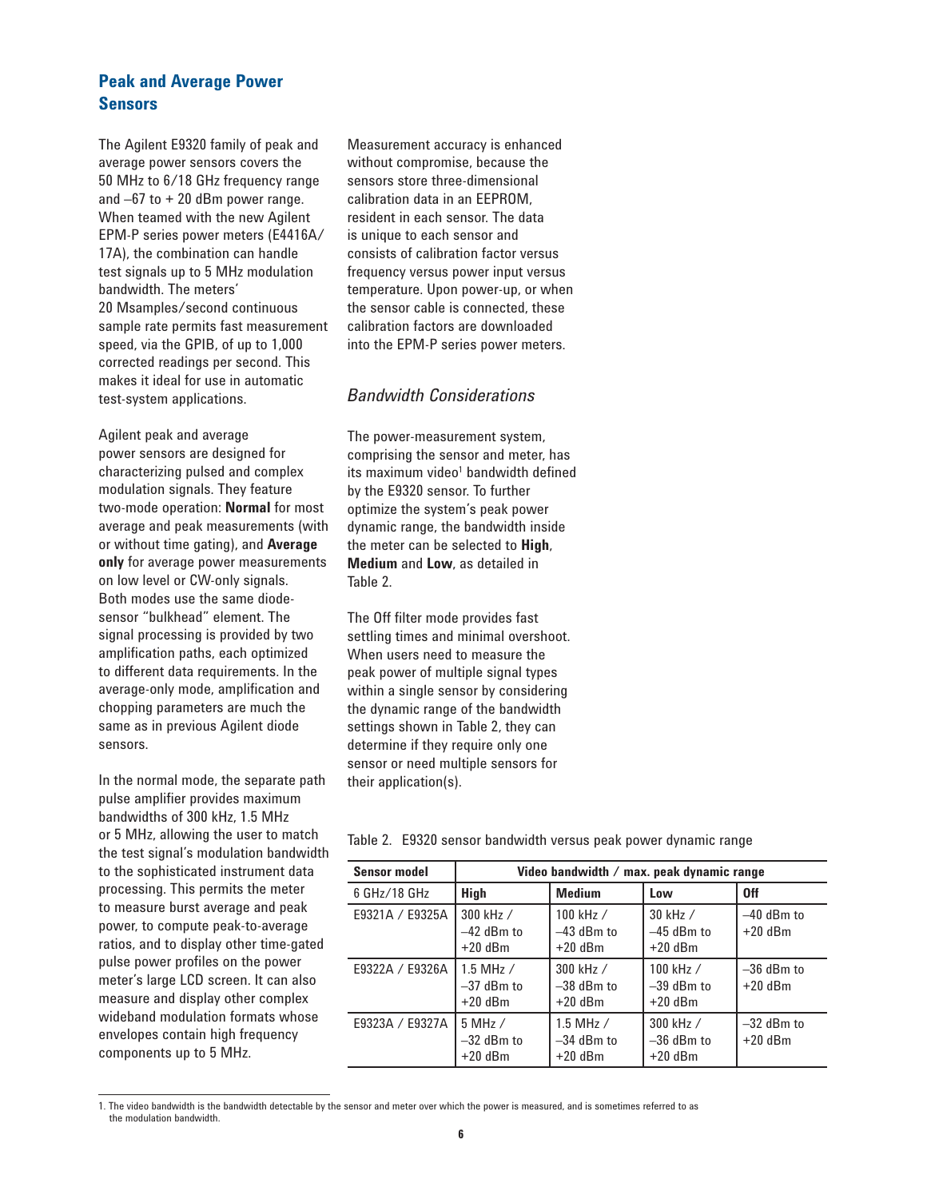## Peak and Average Power Sensors

The Agilent E9320 family of peak and average power sensors covers the 50 MHz to 6/18 GHz frequency range and –67 to + 20 dBm power range. When teamed with the new Agilent EPM-P series power meters (E4416A/17A), the combination can handle test signals up to 5 MHz modulation bandwidth. The meters' 20 Msamples/second continuous sample rate permits fast measurement speed, via the GPIB, of up to 1,000 corrected readings per second. This makes it ideal for use in automatic test-system applications.

Agilent peak and average power sensors are designed for characterizing pulsed and complex modulation signals. They feature two-mode operation: **Normal** for most average and peak measurements (with or without time gating), and **Average only** for average power measurements on low level or CW-only signals. Both modes use the same diode-sensor "bulkhead" element. The signal processing is provided by two amplification paths, each optimized to different data requirements. In the average-only mode, amplification and chopping parameters are much the same as in previous Agilent diode sensors.

In the normal mode, the separate path pulse amplifier provides maximum bandwidths of 300 kHz, 1.5 MHz or 5 MHz, allowing the user to match the test signal's modulation bandwidth to the sophisticated instrument data processing. This permits the meter to measure burst average and peak power, to compute peak-to-average ratios, and to display other time-gated pulse power profiles on the power meter's large LCD screen. It can also measure and display other complex wideband modulation formats whose envelopes contain high frequency components up to 5 MHz.

Measurement accuracy is enhanced without compromise, because the sensors store three-dimensional calibration data in an EEPROM, resident in each sensor. The data is unique to each sensor and consists of calibration factor versus frequency versus power input versus temperature. Upon power-up, or when the sensor cable is connected, these calibration factors are downloaded into the EPM-P series power meters.

### *Bandwidth Considerations*

The power-measurement system, comprising the sensor and meter, has its maximum video[1] bandwidth defined by the E9320 sensor. To further optimize the system's peak power dynamic range, the bandwidth inside the meter can be selected to **High**, **Medium** and **Low**, as detailed in Table 2.

The Off filter mode provides fast settling times and minimal overshoot. When users need to measure the peak power of multiple signal types within a single sensor by considering the dynamic range of the bandwidth settings shown in Table 2, they can determine if they require only one sensor or need multiple sensors for their application(s).

Table 2. E9320 sensor bandwidth versus peak power dynamic range

| Sensor model | Video bandwidth / max. peak dynamic range | | | |
|---|---|---|---|---|
| 6 GHz/18 GHz | **High** | **Medium** | **Low** | **Off** |
| E9321A / E9325A | 300 kHz / –42 dBm to +20 dBm | 100 kHz / –43 dBm to +20 dBm | 30 kHz / –45 dBm to +20 dBm | –40 dBm to +20 dBm |
| E9322A / E9326A | 1.5 MHz / –37 dBm to +20 dBm | 300 kHz / –38 dBm to +20 dBm | 100 kHz / –39 dBm to +20 dBm | –36 dBm to +20 dBm |
| E9323A / E9327A | 5 MHz / –32 dBm to +20 dBm | 1.5 MHz / –34 dBm to +20 dBm | 300 kHz / –36 dBm to +20 dBm | –32 dBm to +20 dBm |

1. The video bandwidth is the bandwidth detectable by the sensor and meter over which the power is measured, and is sometimes referred to as the modulation bandwidth.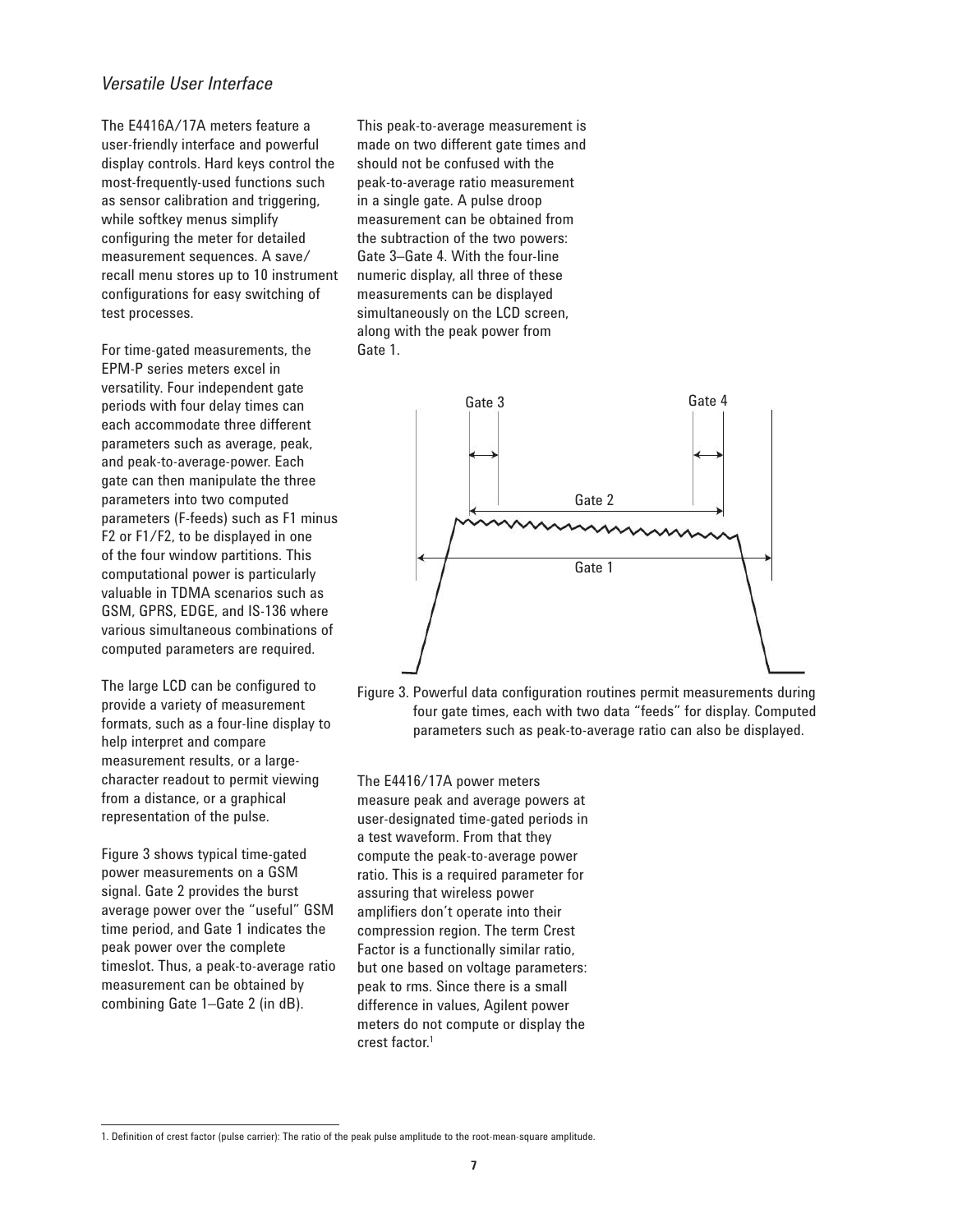*Versatile User Interface*

The E4416A/17A meters feature a user-friendly interface and powerful display controls. Hard keys control the most-frequently-used functions such as sensor calibration and triggering, while softkey menus simplify configuring the meter for detailed measurement sequences. A save/recall menu stores up to 10 instrument configurations for easy switching of test processes.

For time-gated measurements, the EPM-P series meters excel in versatility. Four independent gate periods with four delay times can each accommodate three different parameters such as average, peak, and peak-to-average-power. Each gate can then manipulate the three parameters into two computed parameters (F-feeds) such as F1 minus F2 or F1/F2, to be displayed in one of the four window partitions. This computational power is particularly valuable in TDMA scenarios such as GSM, GPRS, EDGE, and IS-136 where various simultaneous combinations of computed parameters are required.

The large LCD can be configured to provide a variety of measurement formats, such as a four-line display to help interpret and compare measurement results, or a large-character readout to permit viewing from a distance, or a graphical representation of the pulse.

Figure 3 shows typical time-gated power measurements on a GSM signal. Gate 2 provides the burst average power over the "useful" GSM time period, and Gate 1 indicates the peak power over the complete timeslot. Thus, a peak-to-average ratio measurement can be obtained by combining Gate 1–Gate 2 (in dB).

This peak-to-average measurement is made on two different gate times and should not be confused with the peak-to-average ratio measurement in a single gate. A pulse droop measurement can be obtained from the subtraction of the two powers: Gate 3–Gate 4. With the four-line numeric display, all three of these measurements can be displayed simultaneously on the LCD screen, along with the peak power from Gate 1.

Figure 3. Powerful data configuration routines permit measurements during four gate times, each with two data "feeds" for display. Computed parameters such as peak-to-average ratio can also be displayed.

The E4416/17A power meters measure peak and average powers at user-designated time-gated periods in a test waveform. From that they compute the peak-to-average power ratio. This is a required parameter for assuring that wireless power amplifiers don't operate into their compression region. The term Crest Factor is a functionally similar ratio, but one based on voltage parameters: peak to rms. Since there is a small difference in values, Agilent power meters do not compute or display the crest factor.[1]

1. Definition of crest factor (pulse carrier): The ratio of the peak pulse amplitude to the root-mean-square amplitude.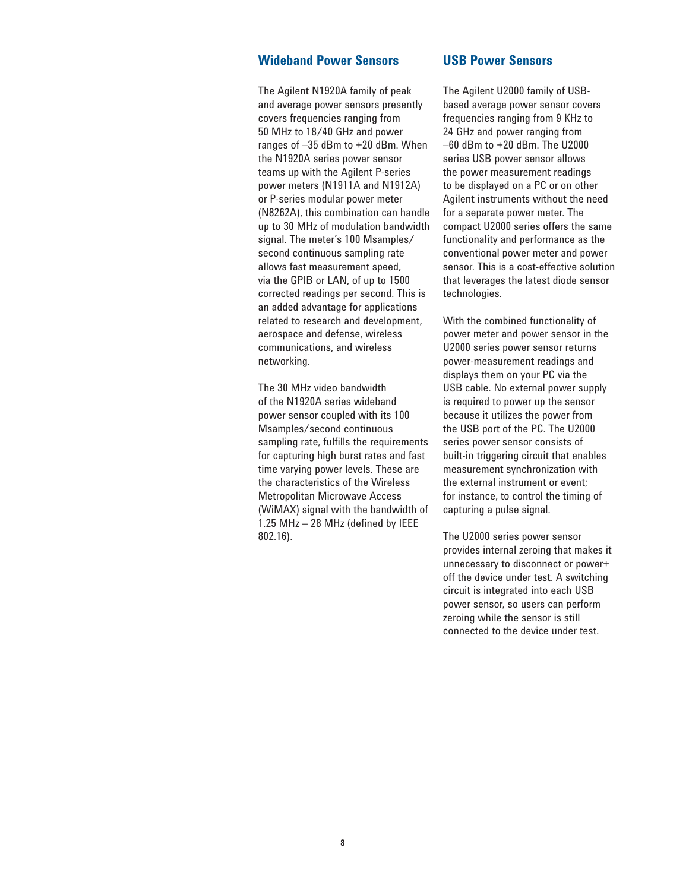## Wideband Power Sensors

The Agilent N1920A family of peak and average power sensors presently covers frequencies ranging from 50 MHz to 18/40 GHz and power ranges of –35 dBm to +20 dBm. When the N1920A series power sensor teams up with the Agilent P-series power meters (N1911A and N1912A) or P-series modular power meter (N8262A), this combination can handle up to 30 MHz of modulation bandwidth signal. The meter's 100 Msamples/second continuous sampling rate allows fast measurement speed, via the GPIB or LAN, of up to 1500 corrected readings per second. This is an added advantage for applications related to research and development, aerospace and defense, wireless communications, and wireless networking.

The 30 MHz video bandwidth of the N1920A series wideband power sensor coupled with its 100 Msamples/second continuous sampling rate, fulfills the requirements for capturing high burst rates and fast time varying power levels. These are the characteristics of the Wireless Metropolitan Microwave Access (WiMAX) signal with the bandwidth of 1.25 MHz – 28 MHz (defined by IEEE 802.16).

## USB Power Sensors

The Agilent U2000 family of USB-based average power sensor covers frequencies ranging from 9 KHz to 24 GHz and power ranging from –60 dBm to +20 dBm. The U2000 series USB power sensor allows the power measurement readings to be displayed on a PC or on other Agilent instruments without the need for a separate power meter. The compact U2000 series offers the same functionality and performance as the conventional power meter and power sensor. This is a cost-effective solution that leverages the latest diode sensor technologies.

With the combined functionality of power meter and power sensor in the U2000 series power sensor returns power-measurement readings and displays them on your PC via the USB cable. No external power supply is required to power up the sensor because it utilizes the power from the USB port of the PC. The U2000 series power sensor consists of built-in triggering circuit that enables measurement synchronization with the external instrument or event; for instance, to control the timing of capturing a pulse signal.

The U2000 series power sensor provides internal zeroing that makes it unnecessary to disconnect or power+ off the device under test. A switching circuit is integrated into each USB power sensor, so users can perform zeroing while the sensor is still connected to the device under test.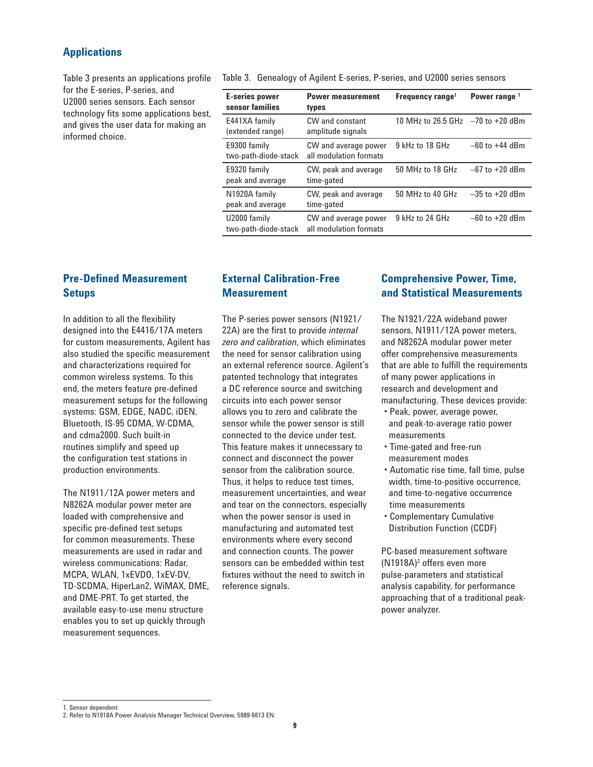## Applications

Table 3 presents an applications profile for the E-series, P-series, and U2000 series sensors. Each sensor technology fits some applications best, and gives the user data for making an informed choice.

Table 3. Genealogy of Agilent E-series, P-series, and U2000 series sensors

| E-series power sensor families | Power measurement types | Frequency range[1] | Power range [1] |
|---|---|---|---|
| E441XA family (extended range) | CW and constant amplitude signals | 10 MHz to 26.5 GHz | –70 to +20 dBm |
| E9300 family two-path-diode-stack | CW and average power all modulation formats | 9 kHz to 18 GHz | –60 to +44 dBm |
| E9320 family peak and average | CW, peak and average time-gated | 50 MHz to 18 GHz | –67 to +20 dBm |
| N1920A family peak and average | CW, peak and average time-gated | 50 MHz to 40 GHz | –35 to +20 dBm |
| U2000 family two-path-diode-stack | CW and average power all modulation formats | 9 kHz to 24 GHz | –60 to +20 dBm |

## Pre-Defined Measurement Setups

In addition to all the flexibility designed into the E4416/17A meters for custom measurements, Agilent has also studied the specific measurement and characterizations required for common wireless systems. To this end, the meters feature pre-defined measurement setups for the following systems: GSM, EDGE, NADC, iDEN, Bluetooth, IS-95 CDMA, W-CDMA, and cdma2000. Such built-in routines simplify and speed up the configuration test stations in production environments.

The N1911/12A power meters and N8262A modular power meter are loaded with comprehensive and specific pre-defined test setups for common measurements. These measurements are used in radar and wireless communications: Radar, MCPA, WLAN, 1xEVDO, 1xEV-DV, TD-SCDMA, HiperLan2, WiMAX, DME, and DME-PRT. To get started, the available easy-to-use menu structure enables you to set up quickly through measurement sequences.

## External Calibration-Free Measurement

The P-series power sensors (N1921/22A) are the first to provide *internal zero and calibration*, which eliminates the need for sensor calibration using an external reference source. Agilent's patented technology that integrates a DC reference source and switching circuits into each power sensor allows you to zero and calibrate the sensor while the power sensor is still connected to the device under test. This feature makes it unnecessary to connect and disconnect the power sensor from the calibration source. Thus, it helps to reduce test times, measurement uncertainties, and wear and tear on the connectors, especially when the power sensor is used in manufacturing and automated test environments where every second and connection counts. The power sensors can be embedded within test fixtures without the need to switch in reference signals.

## Comprehensive Power, Time, and Statistical Measurements

The N1921/22A wideband power sensors, N1911/12A power meters, and N8262A modular power meter offer comprehensive measurements that are able to fulfill the requirements of many power applications in research and development and manufacturing. These devices provide:

- Peak, power, average power, and peak-to-average ratio power measurements
- Time-gated and free-run measurement modes
- Automatic rise time, fall time, pulse width, time-to-positive occurrence, and time-to-negative occurrence time measurements
- Complementary Cumulative Distribution Function (CCDF)

PC-based measurement software (N1918A)[2] offers even more pulse-parameters and statistical analysis capability, for performance approaching that of a traditional peak-power analyzer.

1. Sensor dependent
2. Refer to N1918A Power Analysis Manager Technical Overview, 5989-6613 EN.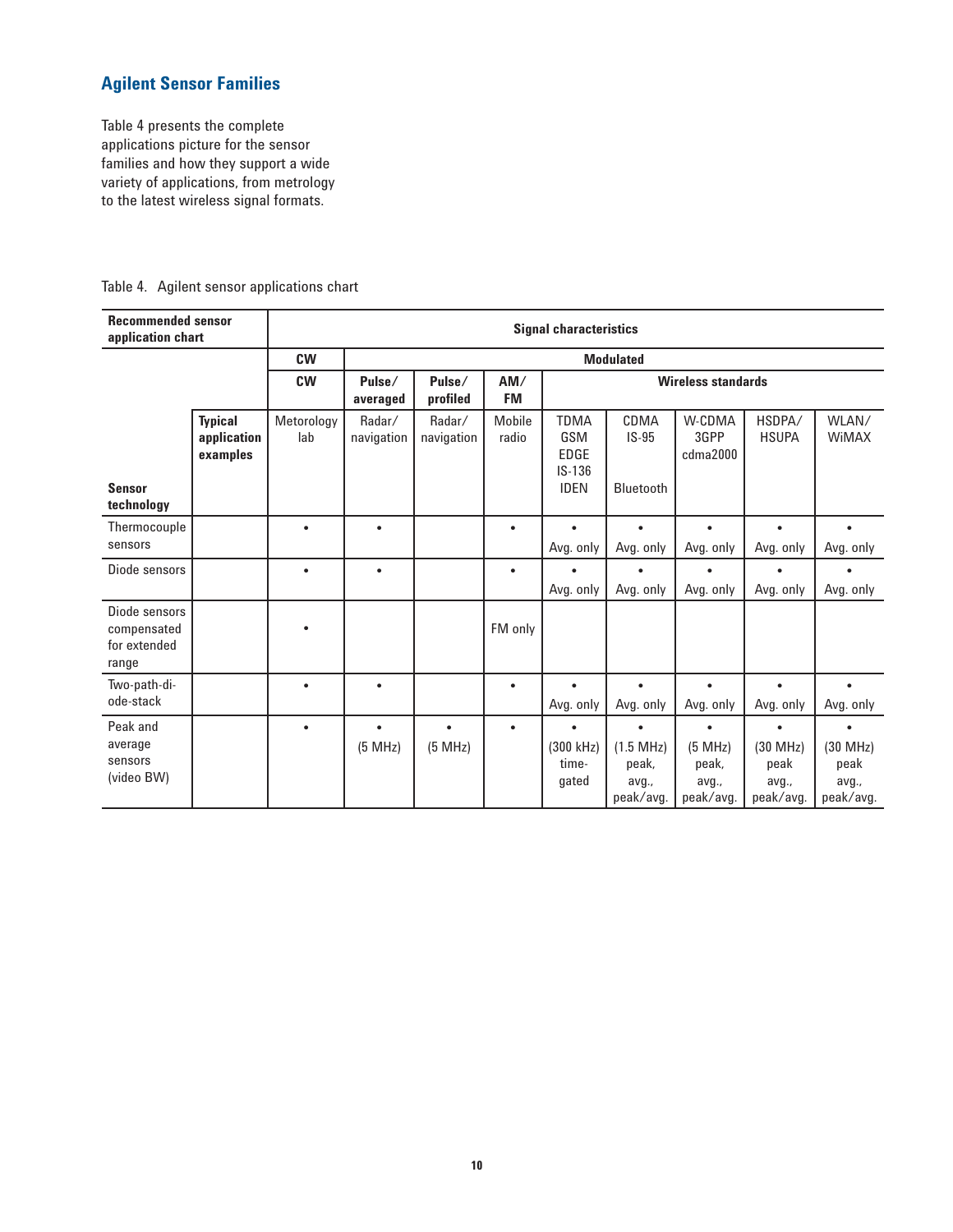## Agilent Sensor Families

Table 4 presents the complete applications picture for the sensor families and how they support a wide variety of applications, from metrology to the latest wireless signal formats.

Table 4. Agilent sensor applications chart

| Recommended sensor application chart | | Signal characteristics | | | | | | | | |
|---|---|---|---|---|---|---|---|---|---|---|
| | | **CW** | **Modulated** | | | | | | | |
| | | **CW** | **Pulse/ averaged** | **Pulse/ profiled** | **AM/ FM** | **Wireless standards** | | | | |
| **Sensor technology** | **Typical application examples** | Metorology lab | Radar/ navigation | Radar/ navigation | Mobile radio | TDMA GSM EDGE IS-136 IDEN | CDMA IS-95 Bluetooth | W-CDMA 3GPP cdma2000 | HSDPA/ HSUPA | WLAN/ WiMAX |
| Thermocouple sensors | | • | • | | • | • Avg. only | • Avg. only | • Avg. only | • Avg. only | • Avg. only |
| Diode sensors | | • | • | | • | • Avg. only | • Avg. only | • Avg. only | • Avg. only | • Avg. only |
| Diode sensors compensated for extended range | | • | | | FM only | | | | | |
| Two-path-diode-stack | | • | • | | • | • Avg. only | • Avg. only | • Avg. only | • Avg. only | • Avg. only |
| Peak and average sensors (video BW) | | • | • (5 MHz) | • (5 MHz) | • | • (300 kHz) time-gated | • (1.5 MHz) peak, avg., peak/avg. | • (5 MHz) peak, avg., peak/avg. | • (30 MHz) peak avg., peak/avg. | • (30 MHz) peak avg., peak/avg. |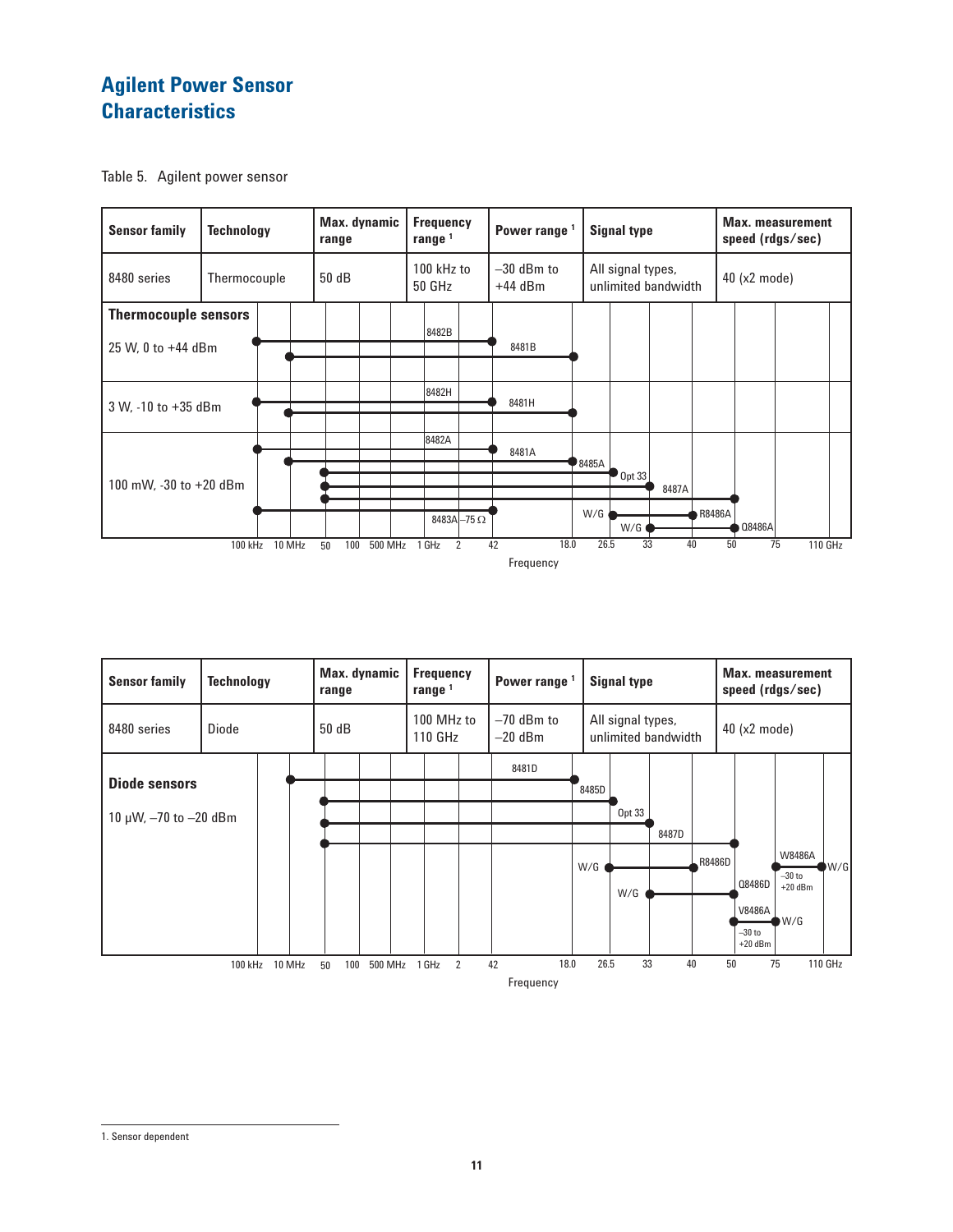# Agilent Power Sensor Characteristics

Table 5. Agilent power sensor

| Sensor family | Technology | Max. dynamic range | Frequency range [1] | Power range [1] | Signal type | Max. measurement speed (rdgs/sec) |
|---|---|---|---|---|---|---|
| 8480 series | Thermocouple | 50 dB | 100 kHz to 50 GHz | –30 dBm to +44 dBm | All signal types, unlimited bandwidth | 40 (x2 mode) |

**Thermocouple sensors**

25 W, 0 to +44 dBm
- 8482B
- 8481B

3 W, -10 to +35 dBm
- 8482H
- 8481H

100 mW, -30 to +20 dBm
- 8482A
- 8481A
- 8485A
- Opt 33
- 8487A
- 8483A—75 Ω
- W/G R8486A
- W/G Q8486A

100 kHz 10 MHz 50 100 500 MHz 1 GHz 2 42 18.0 26.5 33 40 50 75 110 GHz

Frequency

| Sensor family | Technology | Max. dynamic range | Frequency range [1] | Power range [1] | Signal type | Max. measurement speed (rdgs/sec) |
|---|---|---|---|---|---|---|
| 8480 series | Diode | 50 dB | 100 MHz to 110 GHz | –70 dBm to –20 dBm | All signal types, unlimited bandwidth | 40 (x2 mode) |

**Diode sensors**

10 µW, –70 to –20 dBm
- 8481D
- 8485D
- Opt 33
- 8487D
- W/G R8486D
- W/G Q8486D
- W8486A W/G –30 to +20 dBm
- V8486A W/G –30 to +20 dBm

100 kHz 10 MHz 50 100 500 MHz 1 GHz 2 42 18.0 26.5 33 40 50 75 110 GHz

Frequency

1. Sensor dependent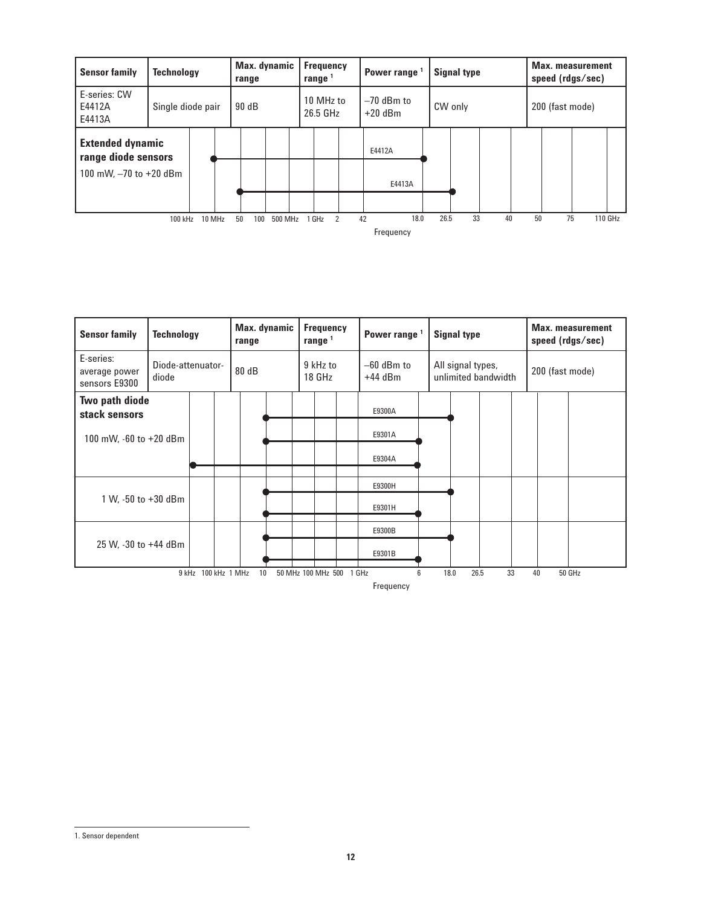| Sensor family | Technology | Max. dynamic range | Frequency range [1] | Power range [1] | Signal type | Max. measurement speed (rdgs/sec) |
|---|---|---|---|---|---|---|
| E-series: CW E4412A E4413A | Single diode pair | 90 dB | 10 MHz to 26.5 GHz | –70 dBm to +20 dBm | CW only | 200 (fast mode) |

**Extended dynamic range diode sensors**

100 mW, –70 to +20 dBm

E4412A

E4413A

100 kHz 10 MHz 50 100 500 MHz 1 GHz 2 42 18.0 26.5 33 40 50 75 110 GHz

Frequency

| Sensor family | Technology | Max. dynamic range | Frequency range [1] | Power range [1] | Signal type | Max. measurement speed (rdgs/sec) |
|---|---|---|---|---|---|---|
| E-series: average power sensors E9300 | Diode-attenuator-diode | 80 dB | 9 kHz to 18 GHz | –60 dBm to +44 dBm | All signal types, unlimited bandwidth | 200 (fast mode) |

**Two path diode stack sensors**

100 mW, -60 to +20 dBm

E9300A

E9301A

E9304A

1 W, -50 to +30 dBm

E9300H

E9301H

25 W, -30 to +44 dBm

E9300B

E9301B

9 kHz 100 kHz 1 MHz 10 50 MHz 100 MHz 500 1 GHz 6 18.0 26.5 33 40 50 GHz

Frequency

1. Sensor dependent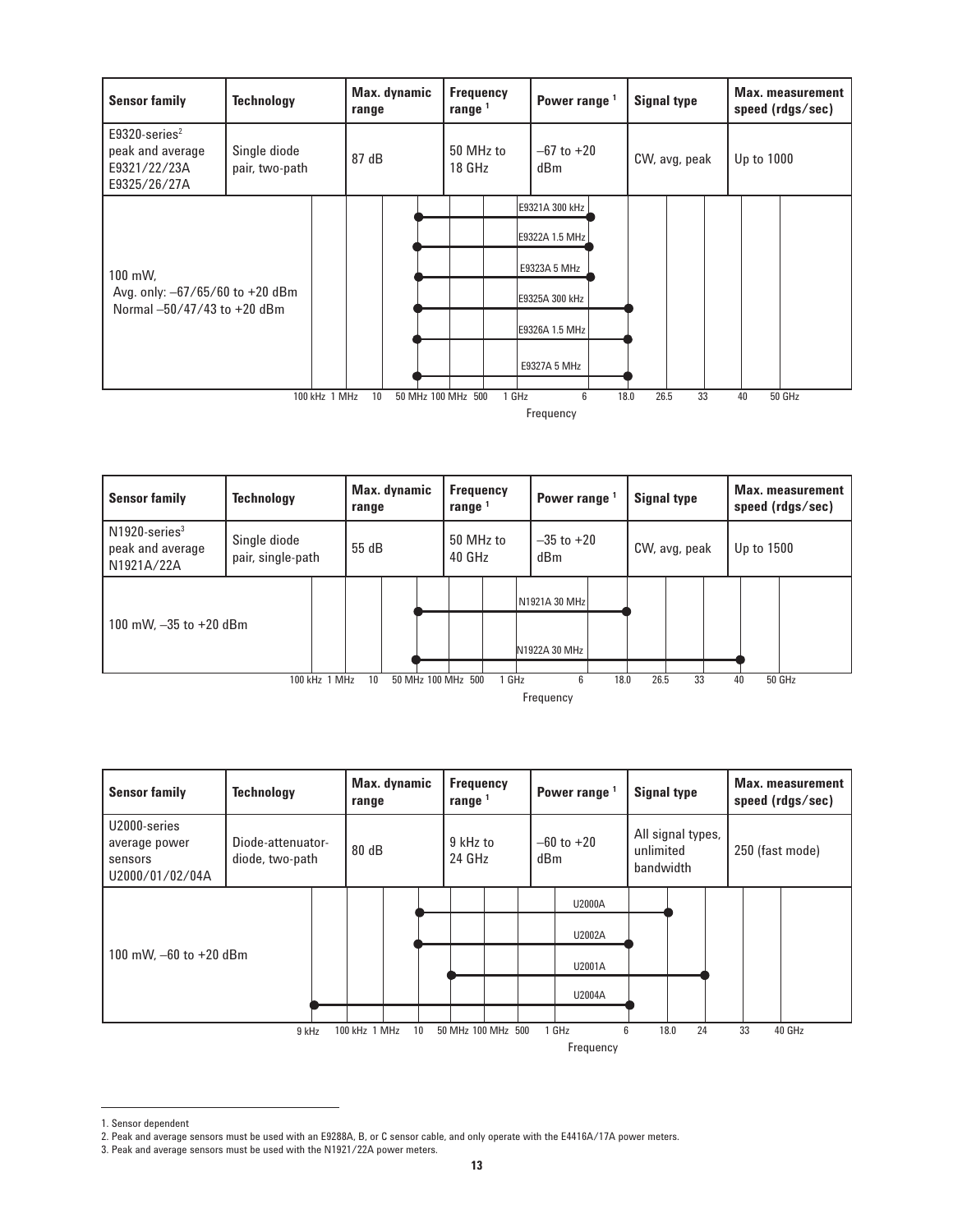| Sensor family | Technology | Max. dynamic range | Frequency range [1] | Power range [1] | Signal type | Max. measurement speed (rdgs/sec) |
|---|---|---|---|---|---|---|
| E9320-series[2] peak and average E9321/22/23A E9325/26/27A | Single diode pair, two-path | 87 dB | 50 MHz to 18 GHz | –67 to +20 dBm | CW, avg, peak | Up to 1000 |

100 mW,
Avg. only: –67/65/60 to +20 dBm
Normal –50/47/43 to +20 dBm

E9321A 300 kHz

E9322A 1.5 MHz

E9323A 5 MHz

E9325A 300 kHz

E9326A 1.5 MHz

E9327A 5 MHz

100 kHz 1 MHz 10 50 MHz 100 MHz 500 1 GHz 6 18.0 26.5 33 40 50 GHz

Frequency

| Sensor family | Technology | Max. dynamic range | Frequency range [1] | Power range [1] | Signal type | Max. measurement speed (rdgs/sec) |
|---|---|---|---|---|---|---|
| N1920-series[3] peak and average N1921A/22A | Single diode pair, single-path | 55 dB | 50 MHz to 40 GHz | –35 to +20 dBm | CW, avg, peak | Up to 1500 |

100 mW, –35 to +20 dBm

N1921A 30 MHz

N1922A 30 MHz

100 kHz 1 MHz 10 50 MHz 100 MHz 500 1 GHz 6 18.0 26.5 33 40 50 GHz

Frequency

| Sensor family | Technology | Max. dynamic range | Frequency range [1] | Power range [1] | Signal type | Max. measurement speed (rdgs/sec) |
|---|---|---|---|---|---|---|
| U2000-series average power sensors U2000/01/02/04A | Diode-attenuator-diode, two-path | 80 dB | 9 kHz to 24 GHz | –60 to +20 dBm | All signal types, unlimited bandwidth | 250 (fast mode) |

100 mW, –60 to +20 dBm

U2000A

U2002A

U2001A

U2004A

9 kHz 100 kHz 1 MHz 10 50 MHz 100 MHz 500 1 GHz 6 18.0 24 33 40 GHz

Frequency

1. Sensor dependent
2. Peak and average sensors must be used with an E9288A, B, or C sensor cable, and only operate with the E4416A/17A power meters.
3. Peak and average sensors must be used with the N1921/22A power meters.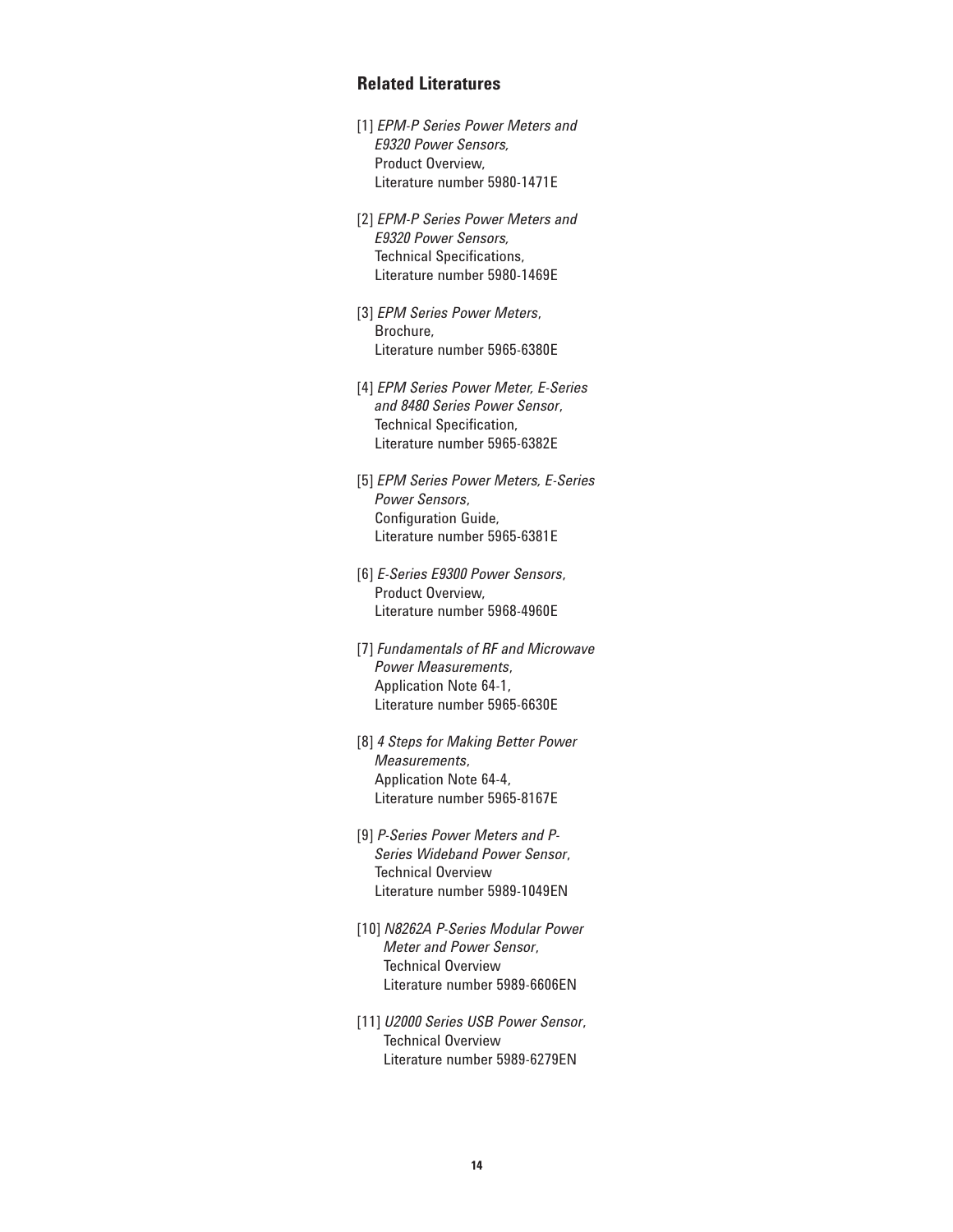## Related Literatures

[1] *EPM-P Series Power Meters and E9320 Power Sensors,* Product Overview, Literature number 5980-1471E

[2] *EPM-P Series Power Meters and E9320 Power Sensors,* Technical Specifications, Literature number 5980-1469E

[3] *EPM Series Power Meters*, Brochure, Literature number 5965-6380E

[4] *EPM Series Power Meter, E-Series and 8480 Series Power Sensor*, Technical Specification, Literature number 5965-6382E

[5] *EPM Series Power Meters, E-Series Power Sensors*, Configuration Guide, Literature number 5965-6381E

[6] *E-Series E9300 Power Sensors*, Product Overview, Literature number 5968-4960E

[7] *Fundamentals of RF and Microwave Power Measurements*, Application Note 64-1, Literature number 5965-6630E

[8] *4 Steps for Making Better Power Measurements*, Application Note 64-4, Literature number 5965-8167E

[9] *P-Series Power Meters and P-Series Wideband Power Sensor*, Technical Overview Literature number 5989-1049EN

[10] *N8262A P-Series Modular Power Meter and Power Sensor*, Technical Overview Literature number 5989-6606EN

[11] *U2000 Series USB Power Sensor*, Technical Overview Literature number 5989-6279EN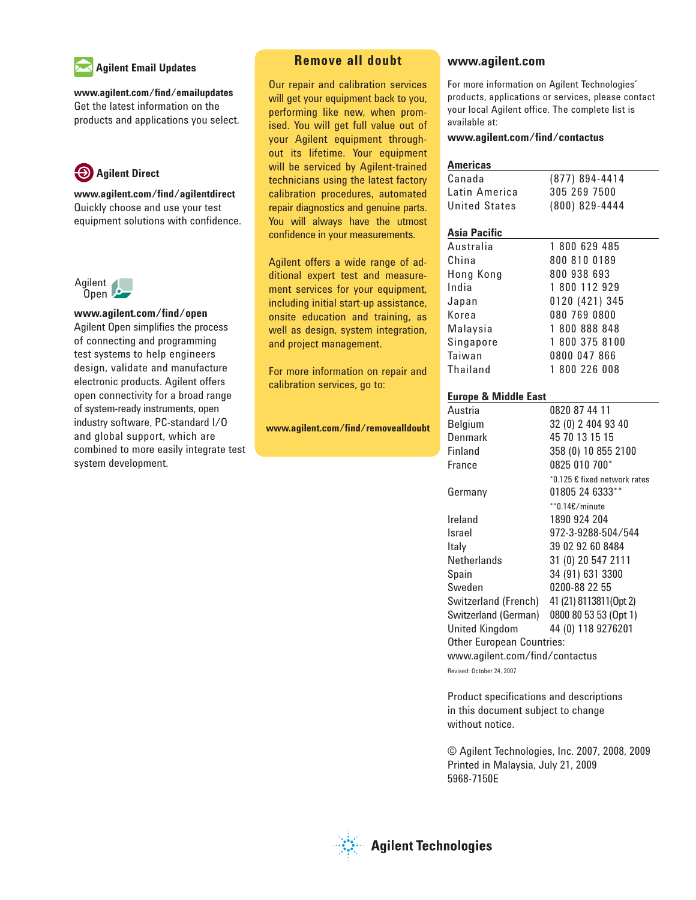### Agilent Email Updates

**www.agilent.com/find/emailupdates**
Get the latest information on the products and applications you select.

### Agilent Direct

**www.agilent.com/find/agilentdirect**
Quickly choose and use your test equipment solutions with confidence.

### Agilent Open

**www.agilent.com/find/open**
Agilent Open simplifies the process of connecting and programming test systems to help engineers design, validate and manufacture electronic products. Agilent offers open connectivity for a broad range of system-ready instruments, open industry software, PC-standard I/O and global support, which are combined to more easily integrate test system development.

## Remove all doubt

Our repair and calibration services will get your equipment back to you, performing like new, when promised. You will get full value out of your Agilent equipment throughout its lifetime. Your equipment will be serviced by Agilent-trained technicians using the latest factory calibration procedures, automated repair diagnostics and genuine parts. You will always have the utmost confidence in your measurements.

Agilent offers a wide range of additional expert test and measurement services for your equipment, including initial start-up assistance, onsite education and training, as well as design, system integration, and project management.

For more information on repair and calibration services, go to:

**www.agilent.com/find/removealldoubt**

## www.agilent.com

For more information on Agilent Technologies' products, applications or services, please contact your local Agilent office. The complete list is available at:

**www.agilent.com/find/contactus**

**Americas**

| | |
|---|---|
| Canada | (877) 894-4414 |
| Latin America | 305 269 7500 |
| United States | (800) 829-4444 |

**Asia Pacific**

| | |
|---|---|
| Australia | 1 800 629 485 |
| China | 800 810 0189 |
| Hong Kong | 800 938 693 |
| India | 1 800 112 929 |
| Japan | 0120 (421) 345 |
| Korea | 080 769 0800 |
| Malaysia | 1 800 888 848 |
| Singapore | 1 800 375 8100 |
| Taiwan | 0800 047 866 |
| Thailand | 1 800 226 008 |

**Europe & Middle East**

| | |
|---|---|
| Austria | 0820 87 44 11 |
| Belgium | 32 (0) 2 404 93 40 |
| Denmark | 45 70 13 15 15 |
| Finland | 358 (0) 10 855 2100 |
| France | 0825 010 700* <br> *0.125 € fixed network rates |
| Germany | 01805 24 6333** <br> **0.14€/minute |
| Ireland | 1890 924 204 |
| Israel | 972-3-9288-504/544 |
| Italy | 39 02 92 60 8484 |
| Netherlands | 31 (0) 20 547 2111 |
| Spain | 34 (91) 631 3300 |
| Sweden | 0200-88 22 55 |
| Switzerland (French) | 41 (21) 8113811(Opt 2) |
| Switzerland (German) | 0800 80 53 53 (Opt 1) |
| United Kingdom | 44 (0) 118 9276201 |

Other European Countries:
www.agilent.com/find/contactus

Revised: October 24, 2007

Product specifications and descriptions in this document subject to change without notice.

© Agilent Technologies, Inc. 2007, 2008, 2009
Printed in Malaysia, July 21, 2009
5968-7150E

Agilent Technologies